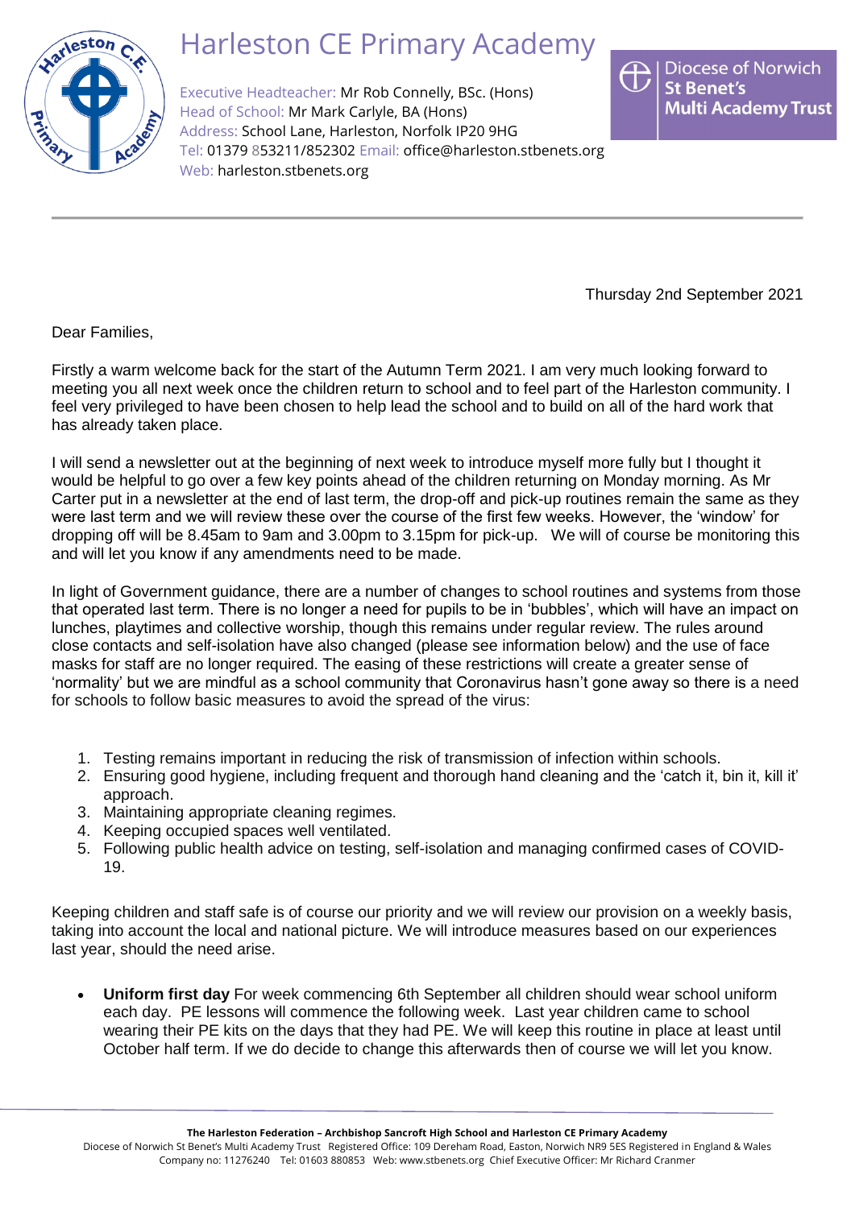# Harleston CE Primary Academy

Executive Headteacher: Mr Rob Connelly, BSc. (Hons)
Head of School: Mr Mark Carlyle, BA (Hons)
Address: School Lane, Harleston, Norfolk IP20 9HG
Tel: 01379 853211/852302 Email: office@harleston.stbenets.org
Web: harleston.stbenets.org

Diocese of Norwich St Benet's Multi Academy Trust

Thursday 2nd September 2021

Dear Families,

Firstly a warm welcome back for the start of the Autumn Term 2021. I am very much looking forward to meeting you all next week once the children return to school and to feel part of the Harleston community. I feel very privileged to have been chosen to help lead the school and to build on all of the hard work that has already taken place.

I will send a newsletter out at the beginning of next week to introduce myself more fully but I thought it would be helpful to go over a few key points ahead of the children returning on Monday morning. As Mr Carter put in a newsletter at the end of last term, the drop-off and pick-up routines remain the same as they were last term and we will review these over the course of the first few weeks. However, the 'window' for dropping off will be 8.45am to 9am and 3.00pm to 3.15pm for pick-up. We will of course be monitoring this and will let you know if any amendments need to be made.

In light of Government guidance, there are a number of changes to school routines and systems from those that operated last term. There is no longer a need for pupils to be in 'bubbles', which will have an impact on lunches, playtimes and collective worship, though this remains under regular review. The rules around close contacts and self-isolation have also changed (please see information below) and the use of face masks for staff are no longer required. The easing of these restrictions will create a greater sense of 'normality' but we are mindful as a school community that Coronavirus hasn't gone away so there is a need for schools to follow basic measures to avoid the spread of the virus:

1. Testing remains important in reducing the risk of transmission of infection within schools.
2. Ensuring good hygiene, including frequent and thorough hand cleaning and the 'catch it, bin it, kill it' approach.
3. Maintaining appropriate cleaning regimes.
4. Keeping occupied spaces well ventilated.
5. Following public health advice on testing, self-isolation and managing confirmed cases of COVID-19.

Keeping children and staff safe is of course our priority and we will review our provision on a weekly basis, taking into account the local and national picture. We will introduce measures based on our experiences last year, should the need arise.

- **Uniform first day** For week commencing 6th September all children should wear school uniform each day. PE lessons will commence the following week. Last year children came to school wearing their PE kits on the days that they had PE. We will keep this routine in place at least until October half term. If we do decide to change this afterwards then of course we will let you know.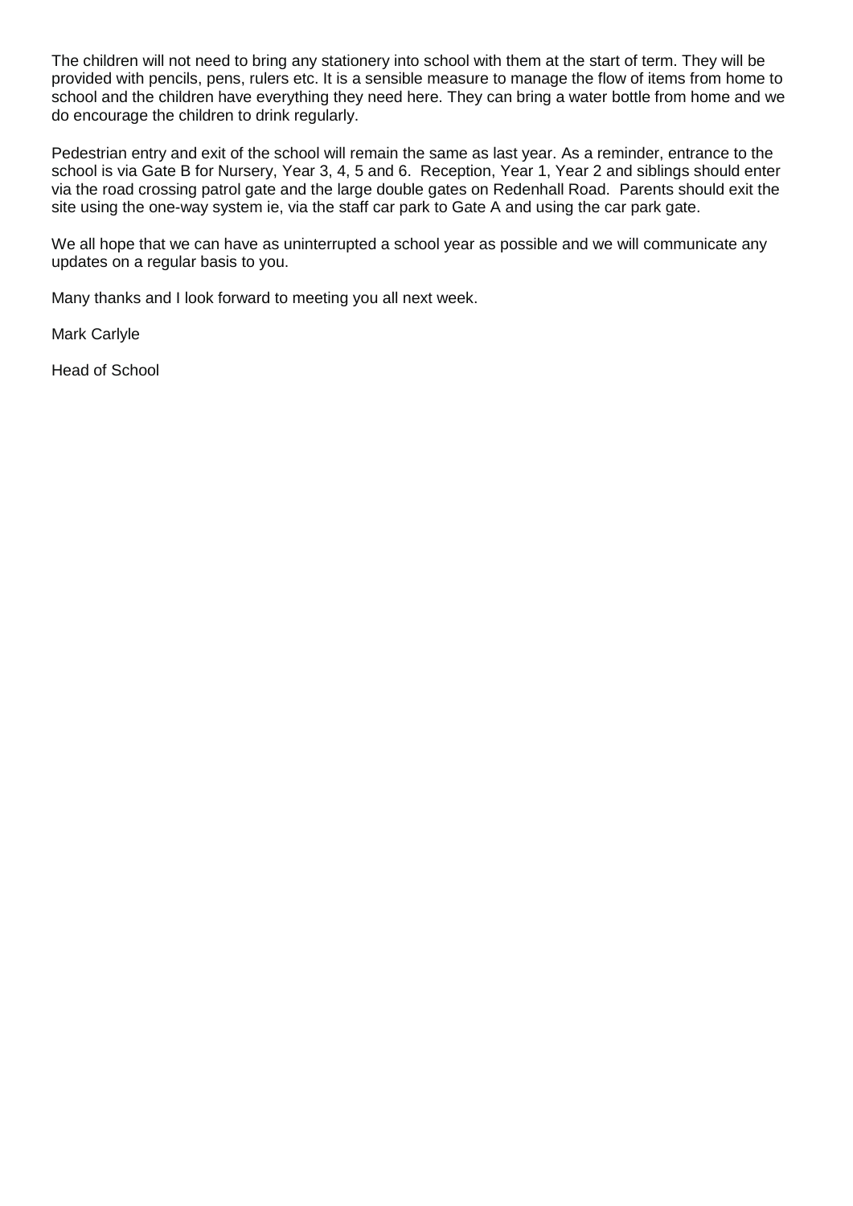The children will not need to bring any stationery into school with them at the start of term. They will be provided with pencils, pens, rulers etc. It is a sensible measure to manage the flow of items from home to school and the children have everything they need here. They can bring a water bottle from home and we do encourage the children to drink regularly.

Pedestrian entry and exit of the school will remain the same as last year. As a reminder, entrance to the school is via Gate B for Nursery, Year 3, 4, 5 and 6. Reception, Year 1, Year 2 and siblings should enter via the road crossing patrol gate and the large double gates on Redenhall Road. Parents should exit the site using the one-way system ie, via the staff car park to Gate A and using the car park gate.

We all hope that we can have as uninterrupted a school year as possible and we will communicate any updates on a regular basis to you.

Many thanks and I look forward to meeting you all next week.

Mark Carlyle

Head of School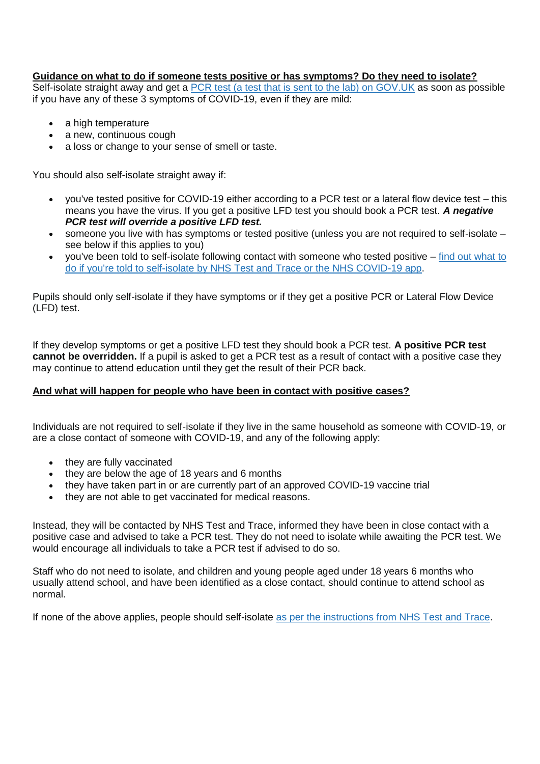**Guidance on what to do if someone tests positive or has symptoms? Do they need to isolate?**

Self-isolate straight away and get a [PCR test (a test that is sent to the lab) on GOV.UK]() as soon as possible if you have any of these 3 symptoms of COVID-19, even if they are mild:

- a high temperature
- a new, continuous cough
- a loss or change to your sense of smell or taste.

You should also self-isolate straight away if:

- you've tested positive for COVID-19 either according to a PCR test or a lateral flow device test – this means you have the virus. If you get a positive LFD test you should book a PCR test. ***A negative PCR test will override a positive LFD test.***
- someone you live with has symptoms or tested positive (unless you are not required to self-isolate – see below if this applies to you)
- you've been told to self-isolate following contact with someone who tested positive – [find out what to do if you're told to self-isolate by NHS Test and Trace or the NHS COVID-19 app]().

Pupils should only self-isolate if they have symptoms or if they get a positive PCR or Lateral Flow Device (LFD) test.

If they develop symptoms or get a positive LFD test they should book a PCR test. **A positive PCR test cannot be overridden.** If a pupil is asked to get a PCR test as a result of contact with a positive case they may continue to attend education until they get the result of their PCR back.

**And what will happen for people who have been in contact with positive cases?**

Individuals are not required to self-isolate if they live in the same household as someone with COVID-19, or are a close contact of someone with COVID-19, and any of the following apply:

- they are fully vaccinated
- they are below the age of 18 years and 6 months
- they have taken part in or are currently part of an approved COVID-19 vaccine trial
- they are not able to get vaccinated for medical reasons.

Instead, they will be contacted by NHS Test and Trace, informed they have been in close contact with a positive case and advised to take a PCR test. They do not need to isolate while awaiting the PCR test. We would encourage all individuals to take a PCR test if advised to do so.

Staff who do not need to isolate, and children and young people aged under 18 years 6 months who usually attend school, and have been identified as a close contact, should continue to attend school as normal.

If none of the above applies, people should self-isolate [as per the instructions from NHS Test and Trace]().